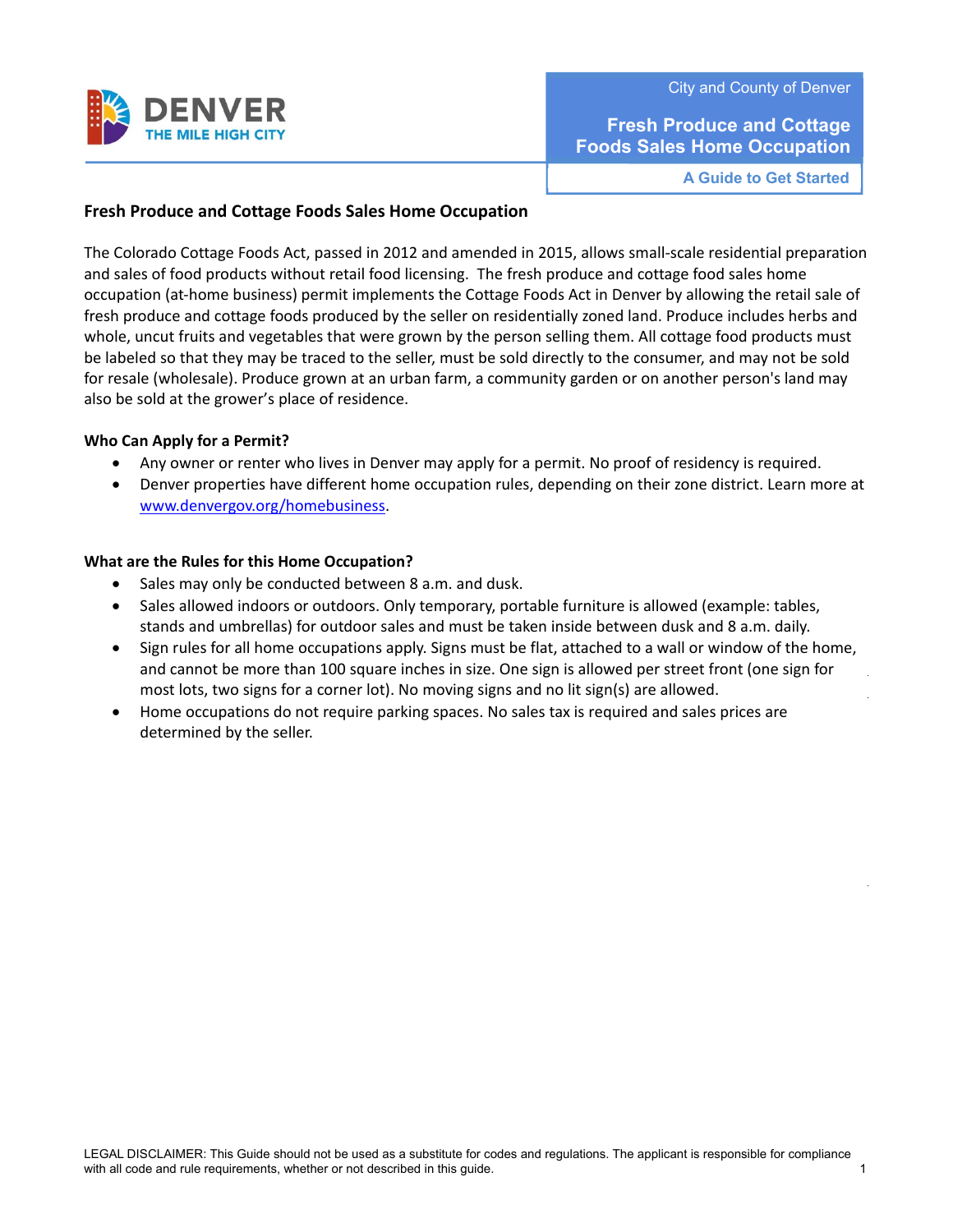DENVER
THE MILE HIGH CITY

City and County of Denver

**Fresh Produce and Cottage Foods Sales Home Occupation**

**A Guide to Get Started**

## Fresh Produce and Cottage Foods Sales Home Occupation

The Colorado Cottage Foods Act, passed in 2012 and amended in 2015, allows small-scale residential preparation and sales of food products without retail food licensing. The fresh produce and cottage food sales home occupation (at-home business) permit implements the Cottage Foods Act in Denver by allowing the retail sale of fresh produce and cottage foods produced by the seller on residentially zoned land. Produce includes herbs and whole, uncut fruits and vegetables that were grown by the person selling them. All cottage food products must be labeled so that they may be traced to the seller, must be sold directly to the consumer, and may not be sold for resale (wholesale). Produce grown at an urban farm, a community garden or on another person's land may also be sold at the grower's place of residence.

### Who Can Apply for a Permit?

- Any owner or renter who lives in Denver may apply for a permit. No proof of residency is required.
- Denver properties have different home occupation rules, depending on their zone district. Learn more at [www.denvergov.org/homebusiness](www.denvergov.org/homebusiness).

### What are the Rules for this Home Occupation?

- Sales may only be conducted between 8 a.m. and dusk.
- Sales allowed indoors or outdoors. Only temporary, portable furniture is allowed (example: tables, stands and umbrellas) for outdoor sales and must be taken inside between dusk and 8 a.m. daily.
- Sign rules for all home occupations apply. Signs must be flat, attached to a wall or window of the home, and cannot be more than 100 square inches in size. One sign is allowed per street front (one sign for most lots, two signs for a corner lot). No moving signs and no lit sign(s) are allowed.
- Home occupations do not require parking spaces. No sales tax is required and sales prices are determined by the seller.

LEGAL DISCLAIMER: This Guide should not be used as a substitute for codes and regulations. The applicant is responsible for compliance with all code and rule requirements, whether or not described in this guide.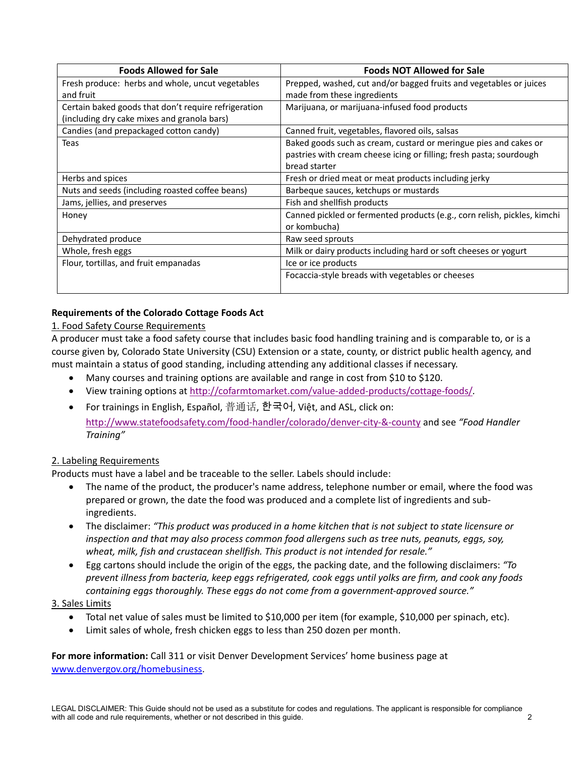| Foods Allowed for Sale | Foods NOT Allowed for Sale |
|---|---|
| Fresh produce: herbs and whole, uncut vegetables and fruit | Prepped, washed, cut and/or bagged fruits and vegetables or juices made from these ingredients |
| Certain baked goods that don't require refrigeration (including dry cake mixes and granola bars) | Marijuana, or marijuana-infused food products |
| Candies (and prepackaged cotton candy) | Canned fruit, vegetables, flavored oils, salsas |
| Teas | Baked goods such as cream, custard or meringue pies and cakes or pastries with cream cheese icing or filling; fresh pasta; sourdough bread starter |
| Herbs and spices | Fresh or dried meat or meat products including jerky |
| Nuts and seeds (including roasted coffee beans) | Barbeque sauces, ketchups or mustards |
| Jams, jellies, and preserves | Fish and shellfish products |
| Honey | Canned pickled or fermented products (e.g., corn relish, pickles, kimchi or kombucha) |
| Dehydrated produce | Raw seed sprouts |
| Whole, fresh eggs | Milk or dairy products including hard or soft cheeses or yogurt |
| Flour, tortillas, and fruit empanadas | Ice or ice products |
| | Focaccia-style breads with vegetables or cheeses |

**Requirements of the Colorado Cottage Foods Act**

1. Food Safety Course Requirements

A producer must take a food safety course that includes basic food handling training and is comparable to, or is a course given by, Colorado State University (CSU) Extension or a state, county, or district public health agency, and must maintain a status of good standing, including attending any additional classes if necessary.

- Many courses and training options are available and range in cost from $10 to $120.
- View training options at http://cofarmtomarket.com/value-added-products/cottage-foods/.
- For trainings in English, Español, 普通话, 한국어, Việt, and ASL, click on: http://www.statefoodsafety.com/food-handler/colorado/denver-city-&-county and see *"Food Handler Training"*

2. Labeling Requirements

Products must have a label and be traceable to the seller. Labels should include:

- The name of the product, the producer's name address, telephone number or email, where the food was prepared or grown, the date the food was produced and a complete list of ingredients and sub-ingredients.
- The disclaimer: *"This product was produced in a home kitchen that is not subject to state licensure or inspection and that may also process common food allergens such as tree nuts, peanuts, eggs, soy, wheat, milk, fish and crustacean shellfish. This product is not intended for resale."*
- Egg cartons should include the origin of the eggs, the packing date, and the following disclaimers: *"To prevent illness from bacteria, keep eggs refrigerated, cook eggs until yolks are firm, and cook any foods containing eggs thoroughly. These eggs do not come from a government-approved source."*

3. Sales Limits

- Total net value of sales must be limited to $10,000 per item (for example, $10,000 per spinach, etc).
- Limit sales of whole, fresh chicken eggs to less than 250 dozen per month.

**For more information:** Call 311 or visit Denver Development Services' home business page at www.denvergov.org/homebusiness.

LEGAL DISCLAIMER: This Guide should not be used as a substitute for codes and regulations. The applicant is responsible for compliance with all code and rule requirements, whether or not described in this guide.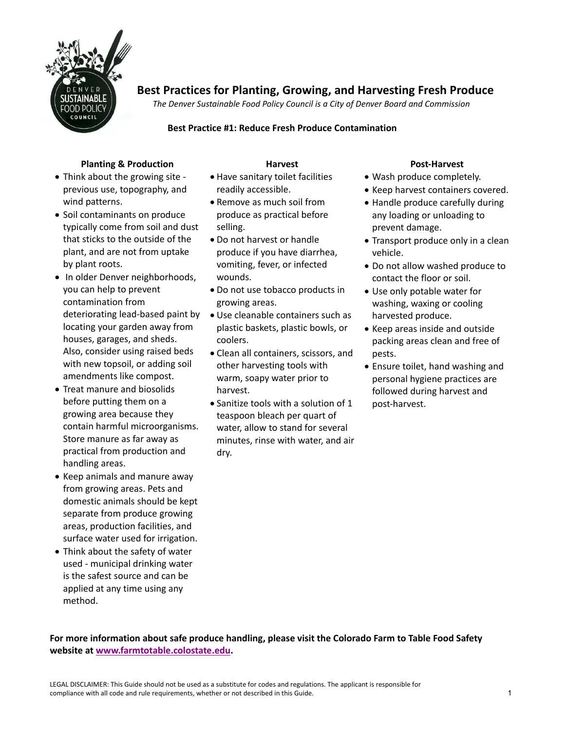# Best Practices for Planting, Growing, and Harvesting Fresh Produce

*The Denver Sustainable Food Policy Council is a City of Denver Board and Commission*

## Best Practice #1: Reduce Fresh Produce Contamination

### Planting & Production

- Think about the growing site - previous use, topography, and wind patterns.
- Soil contaminants on produce typically come from soil and dust that sticks to the outside of the plant, and are not from uptake by plant roots.
- In older Denver neighborhoods, you can help to prevent contamination from deteriorating lead-based paint by locating your garden away from houses, garages, and sheds. Also, consider using raised beds with new topsoil, or adding soil amendments like compost.
- Treat manure and biosolids before putting them on a growing area because they contain harmful microorganisms. Store manure as far away as practical from production and handling areas.
- Keep animals and manure away from growing areas. Pets and domestic animals should be kept separate from produce growing areas, production facilities, and surface water used for irrigation.
- Think about the safety of water used - municipal drinking water is the safest source and can be applied at any time using any method.

### Harvest

- Have sanitary toilet facilities readily accessible.
- Remove as much soil from produce as practical before selling.
- Do not harvest or handle produce if you have diarrhea, vomiting, fever, or infected wounds.
- Do not use tobacco products in growing areas.
- Use cleanable containers such as plastic baskets, plastic bowls, or coolers.
- Clean all containers, scissors, and other harvesting tools with warm, soapy water prior to harvest.
- Sanitize tools with a solution of 1 teaspoon bleach per quart of water, allow to stand for several minutes, rinse with water, and air dry.

### Post-Harvest

- Wash produce completely.
- Keep harvest containers covered.
- Handle produce carefully during any loading or unloading to prevent damage.
- Transport produce only in a clean vehicle.
- Do not allow washed produce to contact the floor or soil.
- Use only potable water for washing, waxing or cooling harvested produce.
- Keep areas inside and outside packing areas clean and free of pests.
- Ensure toilet, hand washing and personal hygiene practices are followed during harvest and post-harvest.

**For more information about safe produce handling, please visit the Colorado Farm to Table Food Safety website at [www.farmtotable.colostate.edu](www.farmtotable.colostate.edu).**

LEGAL DISCLAIMER: This Guide should not be used as a substitute for codes and regulations. The applicant is responsible for compliance with all code and rule requirements, whether or not described in this Guide.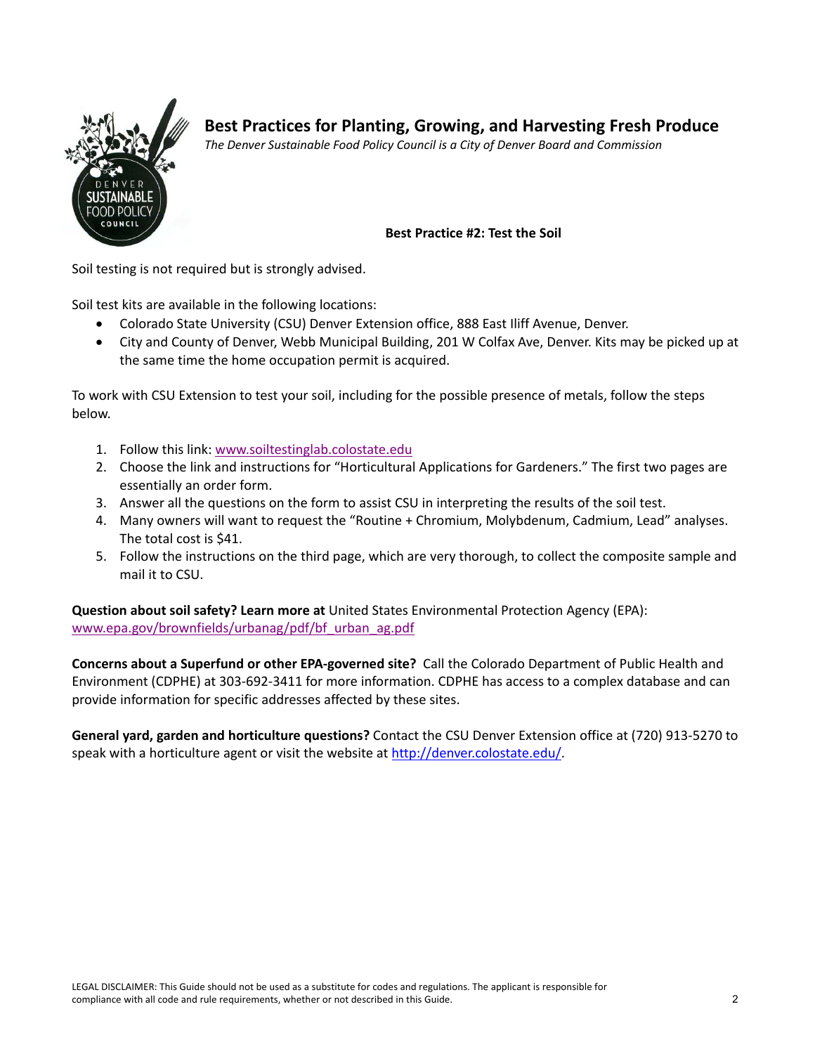# Best Practices for Planting, Growing, and Harvesting Fresh Produce

*The Denver Sustainable Food Policy Council is a City of Denver Board and Commission*

## Best Practice #2: Test the Soil

Soil testing is not required but is strongly advised.

Soil test kits are available in the following locations:

- Colorado State University (CSU) Denver Extension office, 888 East Iliff Avenue, Denver.
- City and County of Denver, Webb Municipal Building, 201 W Colfax Ave, Denver. Kits may be picked up at the same time the home occupation permit is acquired.

To work with CSU Extension to test your soil, including for the possible presence of metals, follow the steps below.

1. Follow this link: www.soiltestinglab.colostate.edu
2. Choose the link and instructions for "Horticultural Applications for Gardeners." The first two pages are essentially an order form.
3. Answer all the questions on the form to assist CSU in interpreting the results of the soil test.
4. Many owners will want to request the "Routine + Chromium, Molybdenum, Cadmium, Lead" analyses. The total cost is $41.
5. Follow the instructions on the third page, which are very thorough, to collect the composite sample and mail it to CSU.

**Question about soil safety? Learn more at** United States Environmental Protection Agency (EPA): www.epa.gov/brownfields/urbanag/pdf/bf_urban_ag.pdf

**Concerns about a Superfund or other EPA-governed site?** Call the Colorado Department of Public Health and Environment (CDPHE) at 303-692-3411 for more information. CDPHE has access to a complex database and can provide information for specific addresses affected by these sites.

**General yard, garden and horticulture questions?** Contact the CSU Denver Extension office at (720) 913-5270 to speak with a horticulture agent or visit the website at http://denver.colostate.edu/.

LEGAL DISCLAIMER: This Guide should not be used as a substitute for codes and regulations. The applicant is responsible for compliance with all code and rule requirements, whether or not described in this Guide.